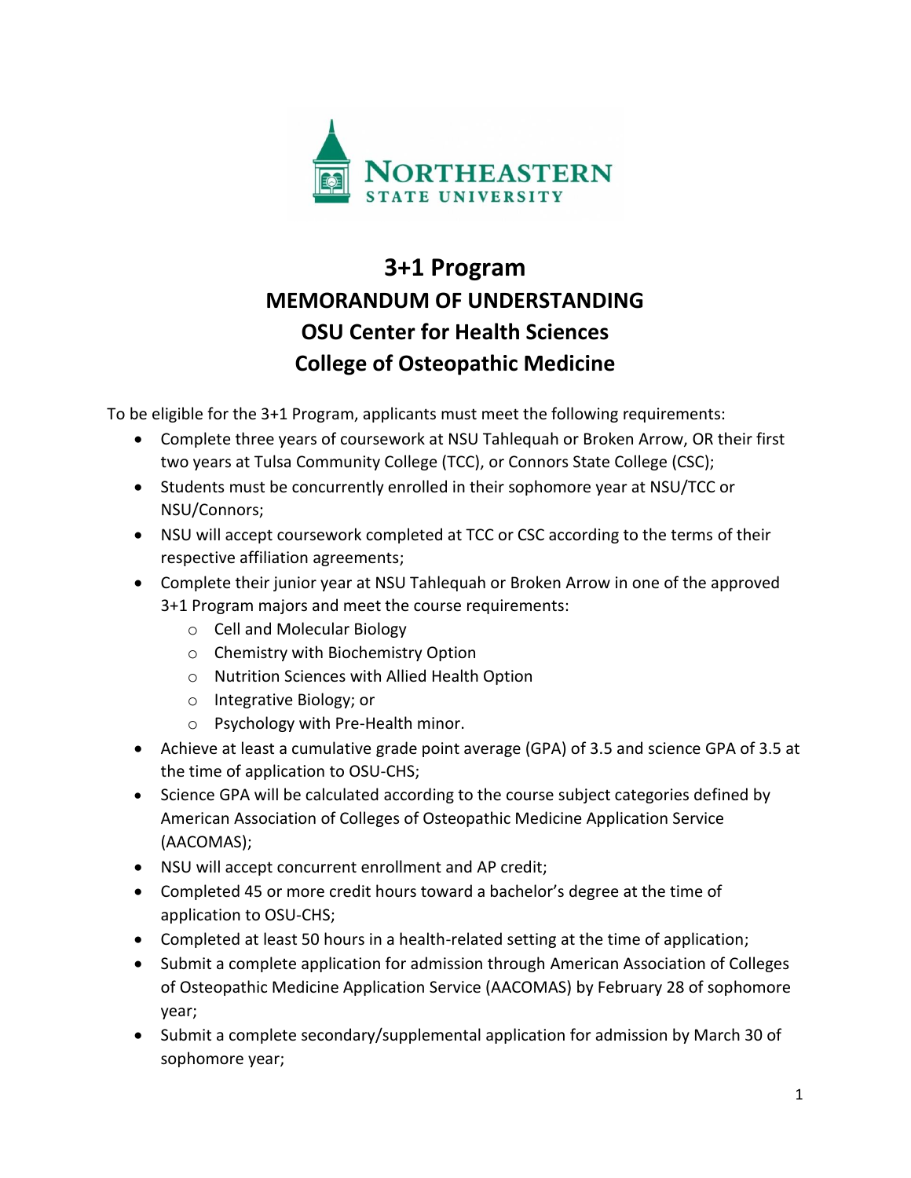# 3+1 Program

## MEMORANDUM OF UNDERSTANDING

## OSU Center for Health Sciences

## College of Osteopathic Medicine

To be eligible for the 3+1 Program, applicants must meet the following requirements:

- Complete three years of coursework at NSU Tahlequah or Broken Arrow, OR their first two years at Tulsa Community College (TCC), or Connors State College (CSC);
- Students must be concurrently enrolled in their sophomore year at NSU/TCC or NSU/Connors;
- NSU will accept coursework completed at TCC or CSC according to the terms of their respective affiliation agreements;
- Complete their junior year at NSU Tahlequah or Broken Arrow in one of the approved 3+1 Program majors and meet the course requirements:
    - Cell and Molecular Biology
    - Chemistry with Biochemistry Option
    - Nutrition Sciences with Allied Health Option
    - Integrative Biology; or
    - Psychology with Pre-Health minor.
- Achieve at least a cumulative grade point average (GPA) of 3.5 and science GPA of 3.5 at the time of application to OSU-CHS;
- Science GPA will be calculated according to the course subject categories defined by American Association of Colleges of Osteopathic Medicine Application Service (AACOMAS);
- NSU will accept concurrent enrollment and AP credit;
- Completed 45 or more credit hours toward a bachelor's degree at the time of application to OSU-CHS;
- Completed at least 50 hours in a health-related setting at the time of application;
- Submit a complete application for admission through American Association of Colleges of Osteopathic Medicine Application Service (AACOMAS) by February 28 of sophomore year;
- Submit a complete secondary/supplemental application for admission by March 30 of sophomore year;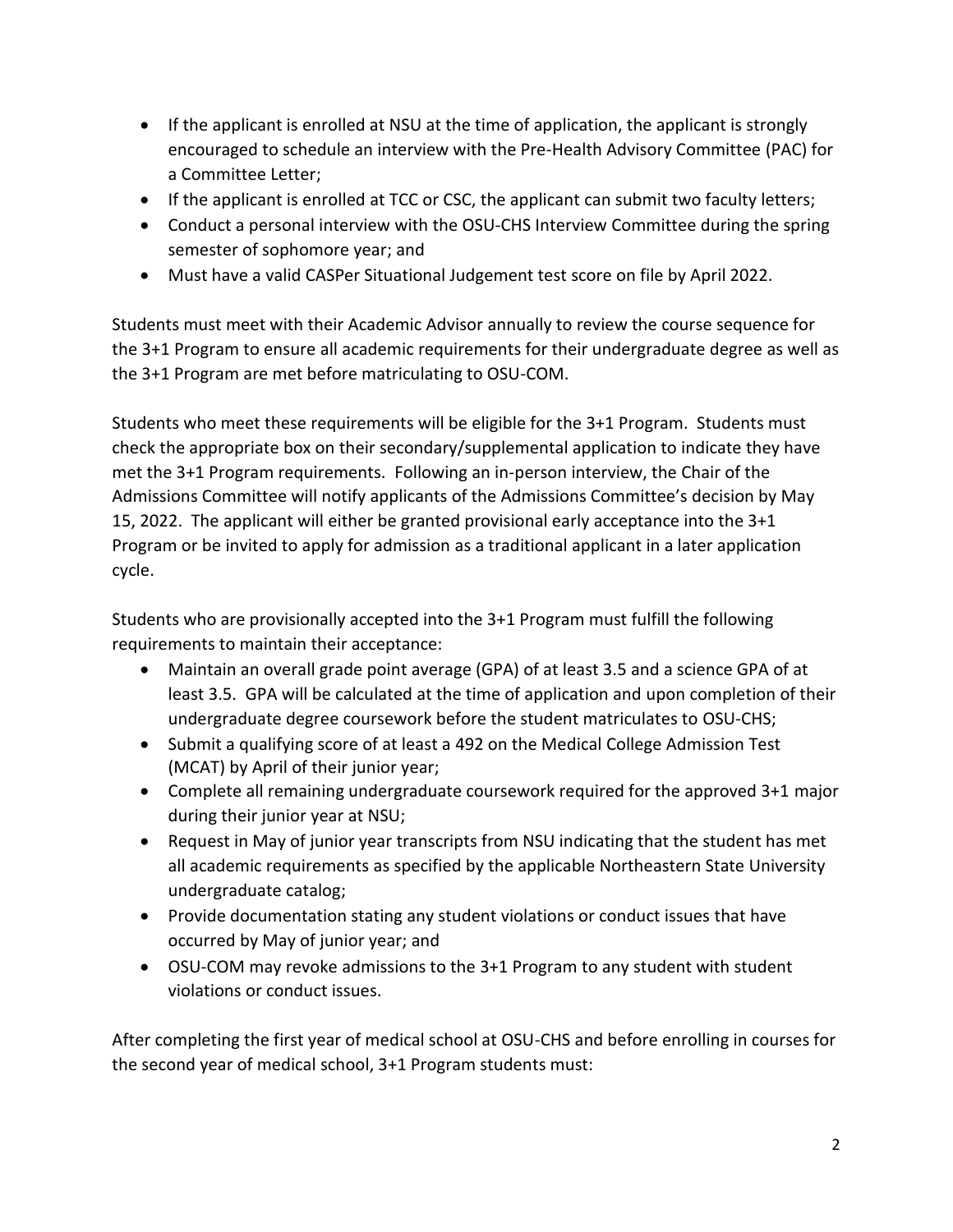- If the applicant is enrolled at NSU at the time of application, the applicant is strongly encouraged to schedule an interview with the Pre-Health Advisory Committee (PAC) for a Committee Letter;
- If the applicant is enrolled at TCC or CSC, the applicant can submit two faculty letters;
- Conduct a personal interview with the OSU-CHS Interview Committee during the spring semester of sophomore year; and
- Must have a valid CASPer Situational Judgement test score on file by April 2022.

Students must meet with their Academic Advisor annually to review the course sequence for the 3+1 Program to ensure all academic requirements for their undergraduate degree as well as the 3+1 Program are met before matriculating to OSU-COM.

Students who meet these requirements will be eligible for the 3+1 Program. Students must check the appropriate box on their secondary/supplemental application to indicate they have met the 3+1 Program requirements. Following an in-person interview, the Chair of the Admissions Committee will notify applicants of the Admissions Committee's decision by May 15, 2022. The applicant will either be granted provisional early acceptance into the 3+1 Program or be invited to apply for admission as a traditional applicant in a later application cycle.

Students who are provisionally accepted into the 3+1 Program must fulfill the following requirements to maintain their acceptance:

- Maintain an overall grade point average (GPA) of at least 3.5 and a science GPA of at least 3.5. GPA will be calculated at the time of application and upon completion of their undergraduate degree coursework before the student matriculates to OSU-CHS;
- Submit a qualifying score of at least a 492 on the Medical College Admission Test (MCAT) by April of their junior year;
- Complete all remaining undergraduate coursework required for the approved 3+1 major during their junior year at NSU;
- Request in May of junior year transcripts from NSU indicating that the student has met all academic requirements as specified by the applicable Northeastern State University undergraduate catalog;
- Provide documentation stating any student violations or conduct issues that have occurred by May of junior year; and
- OSU-COM may revoke admissions to the 3+1 Program to any student with student violations or conduct issues.

After completing the first year of medical school at OSU-CHS and before enrolling in courses for the second year of medical school, 3+1 Program students must: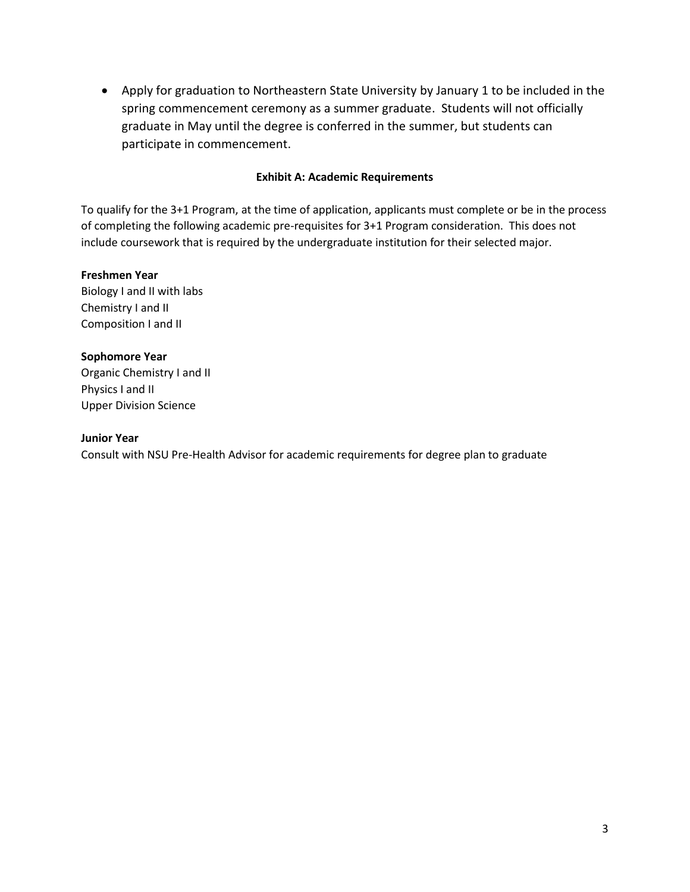- Apply for graduation to Northeastern State University by January 1 to be included in the spring commencement ceremony as a summer graduate. Students will not officially graduate in May until the degree is conferred in the summer, but students can participate in commencement.

## Exhibit A: Academic Requirements

To qualify for the 3+1 Program, at the time of application, applicants must complete or be in the process of completing the following academic pre-requisites for 3+1 Program consideration. This does not include coursework that is required by the undergraduate institution for their selected major.

**Freshmen Year**
Biology I and II with labs
Chemistry I and II
Composition I and II

**Sophomore Year**
Organic Chemistry I and II
Physics I and II
Upper Division Science

**Junior Year**
Consult with NSU Pre-Health Advisor for academic requirements for degree plan to graduate